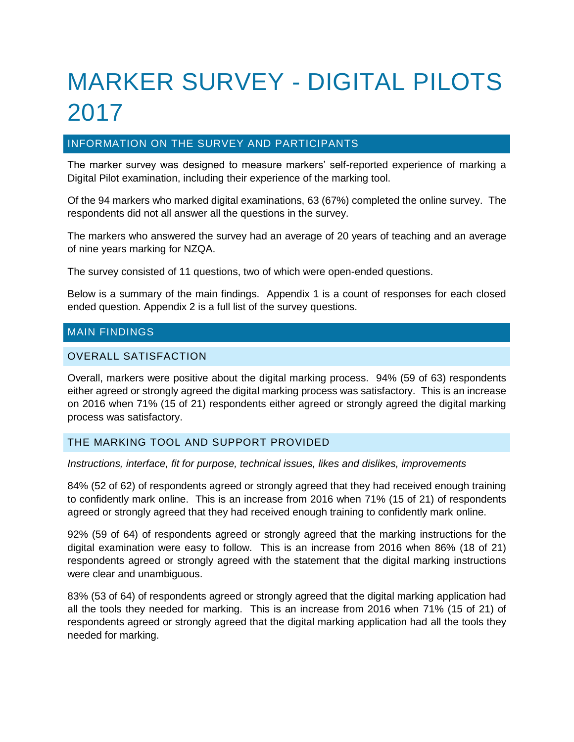# MARKER SURVEY - DIGITAL PILOTS 2017

## INFORMATION ON THE SURVEY AND PARTICIPANTS

The marker survey was designed to measure markers' self-reported experience of marking a Digital Pilot examination, including their experience of the marking tool.

Of the 94 markers who marked digital examinations, 63 (67%) completed the online survey. The respondents did not all answer all the questions in the survey.

The markers who answered the survey had an average of 20 years of teaching and an average of nine years marking for NZQA.

The survey consisted of 11 questions, two of which were open-ended questions.

Below is a summary of the main findings. Appendix 1 is a count of responses for each closed ended question. Appendix 2 is a full list of the survey questions.

## MAIN FINDINGS

### OVERALL SATISFACTION

Overall, markers were positive about the digital marking process. 94% (59 of 63) respondents either agreed or strongly agreed the digital marking process was satisfactory. This is an increase on 2016 when 71% (15 of 21) respondents either agreed or strongly agreed the digital marking process was satisfactory.

### THE MARKING TOOL AND SUPPORT PROVIDED

*Instructions, interface, fit for purpose, technical issues, likes and dislikes, improvements*

84% (52 of 62) of respondents agreed or strongly agreed that they had received enough training to confidently mark online. This is an increase from 2016 when 71% (15 of 21) of respondents agreed or strongly agreed that they had received enough training to confidently mark online.

92% (59 of 64) of respondents agreed or strongly agreed that the marking instructions for the digital examination were easy to follow. This is an increase from 2016 when 86% (18 of 21) respondents agreed or strongly agreed with the statement that the digital marking instructions were clear and unambiguous.

83% (53 of 64) of respondents agreed or strongly agreed that the digital marking application had all the tools they needed for marking. This is an increase from 2016 when 71% (15 of 21) of respondents agreed or strongly agreed that the digital marking application had all the tools they needed for marking.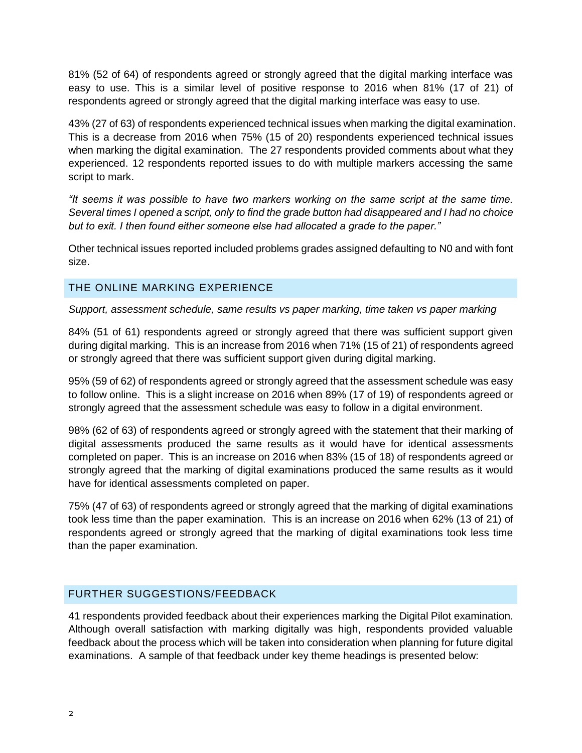81% (52 of 64) of respondents agreed or strongly agreed that the digital marking interface was easy to use. This is a similar level of positive response to 2016 when 81% (17 of 21) of respondents agreed or strongly agreed that the digital marking interface was easy to use.

43% (27 of 63) of respondents experienced technical issues when marking the digital examination. This is a decrease from 2016 when 75% (15 of 20) respondents experienced technical issues when marking the digital examination. The 27 respondents provided comments about what they experienced. 12 respondents reported issues to do with multiple markers accessing the same script to mark.

*"It seems it was possible to have two markers working on the same script at the same time. Several times I opened a script, only to find the grade button had disappeared and I had no choice but to exit. I then found either someone else had allocated a grade to the paper."*

Other technical issues reported included problems grades assigned defaulting to N0 and with font size.

## THE ONLINE MARKING EXPERIENCE

*Support, assessment schedule, same results vs paper marking, time taken vs paper marking*

84% (51 of 61) respondents agreed or strongly agreed that there was sufficient support given during digital marking. This is an increase from 2016 when 71% (15 of 21) of respondents agreed or strongly agreed that there was sufficient support given during digital marking.

95% (59 of 62) of respondents agreed or strongly agreed that the assessment schedule was easy to follow online. This is a slight increase on 2016 when 89% (17 of 19) of respondents agreed or strongly agreed that the assessment schedule was easy to follow in a digital environment.

98% (62 of 63) of respondents agreed or strongly agreed with the statement that their marking of digital assessments produced the same results as it would have for identical assessments completed on paper. This is an increase on 2016 when 83% (15 of 18) of respondents agreed or strongly agreed that the marking of digital examinations produced the same results as it would have for identical assessments completed on paper.

75% (47 of 63) of respondents agreed or strongly agreed that the marking of digital examinations took less time than the paper examination. This is an increase on 2016 when 62% (13 of 21) of respondents agreed or strongly agreed that the marking of digital examinations took less time than the paper examination.

## FURTHER SUGGESTIONS/FEEDBACK

41 respondents provided feedback about their experiences marking the Digital Pilot examination. Although overall satisfaction with marking digitally was high, respondents provided valuable feedback about the process which will be taken into consideration when planning for future digital examinations. A sample of that feedback under key theme headings is presented below: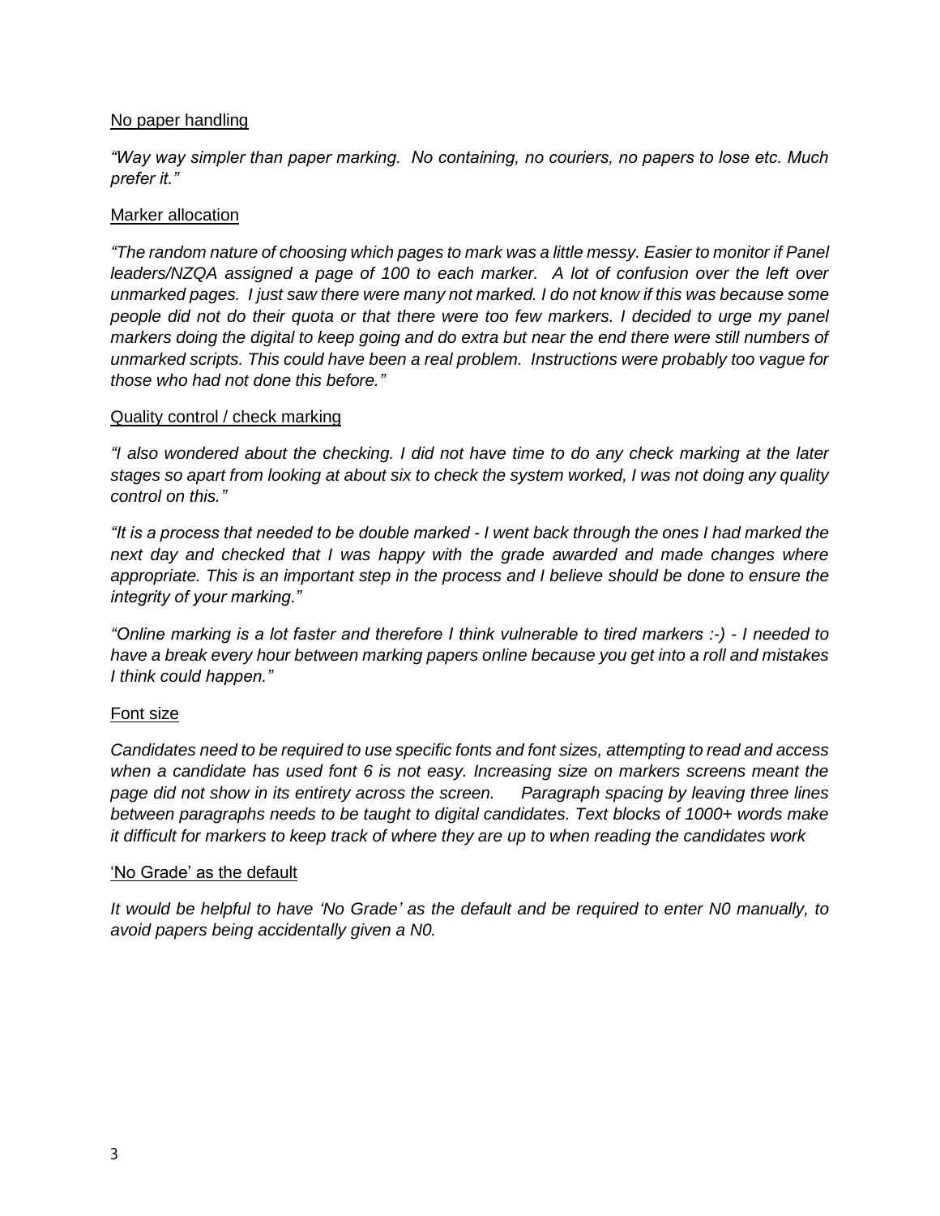<u>No paper handling</u>

*"Way way simpler than paper marking.  No containing, no couriers, no papers to lose etc. Much prefer it."*

<u>Marker allocation</u>

*"The random nature of choosing which pages to mark was a little messy. Easier to monitor if Panel leaders/NZQA assigned a page of 100 to each marker.  A lot of confusion over the left over unmarked pages.  I just saw there were many not marked. I do not know if this was because some people did not do their quota or that there were too few markers. I decided to urge my panel markers doing the digital to keep going and do extra but near the end there were still numbers of unmarked scripts. This could have been a real problem.  Instructions were probably too vague for those who had not done this before."*

<u>Quality control / check marking</u>

*"I also wondered about the checking. I did not have time to do any check marking at the later stages so apart from looking at about six to check the system worked, I was not doing any quality control on this."*

*"It is a process that needed to be double marked - I went back through the ones I had marked the next day and checked that I was happy with the grade awarded and made changes where appropriate. This is an important step in the process and I believe should be done to ensure the integrity of your marking."*

*"Online marking is a lot faster and therefore I think vulnerable to tired markers :-) - I needed to have a break every hour between marking papers online because you get into a roll and mistakes I think could happen."*

<u>Font size</u>

*Candidates need to be required to use specific fonts and font sizes, attempting to read and access when a candidate has used font 6 is not easy. Increasing size on markers screens meant the page did not show in its entirety across the screen.     Paragraph spacing by leaving three lines between paragraphs needs to be taught to digital candidates. Text blocks of 1000+ words make it difficult for markers to keep track of where they are up to when reading the candidates work*

<u>'No Grade' as the default</u>

*It would be helpful to have 'No Grade' as the default and be required to enter N0 manually, to avoid papers being accidentally given a N0.*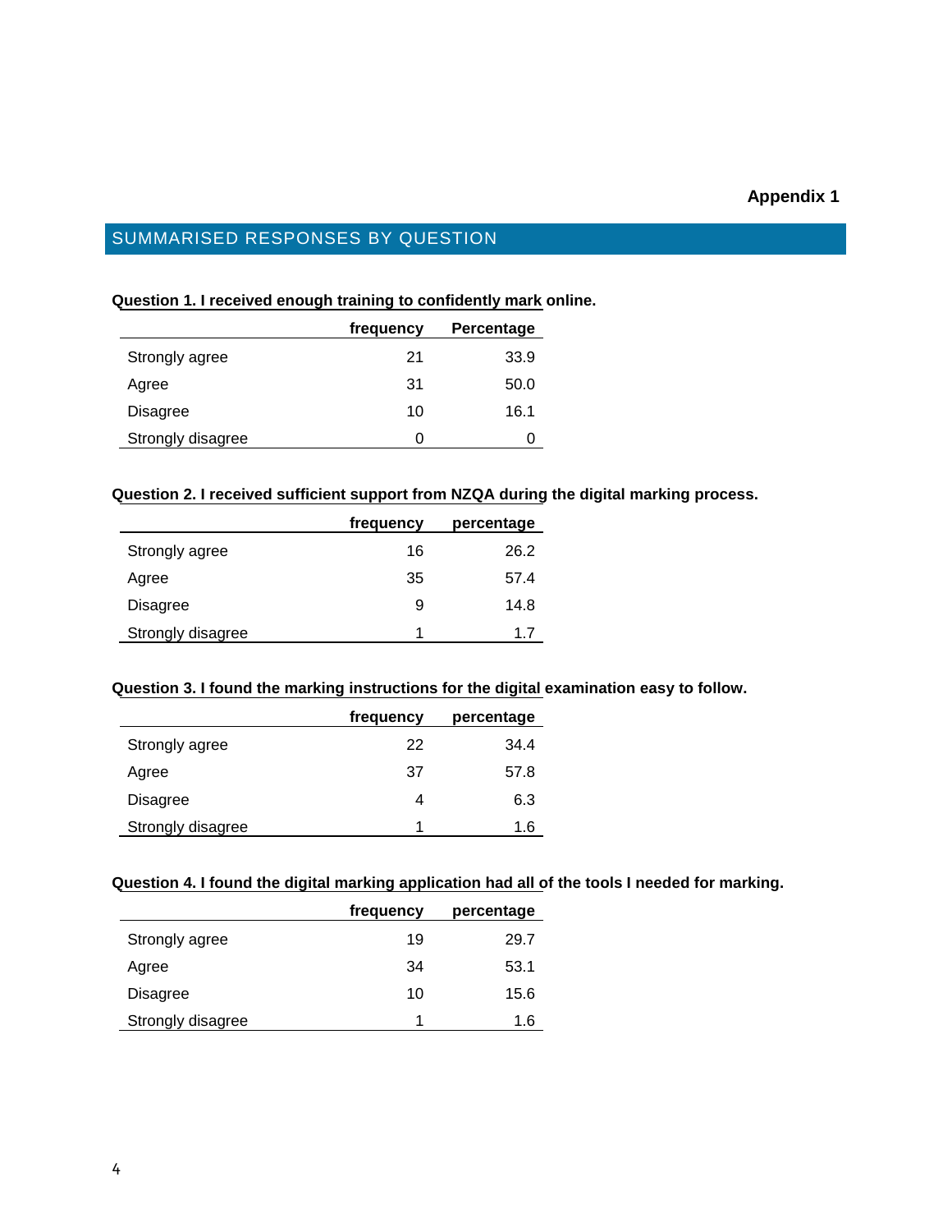**Appendix 1**

## SUMMARISED RESPONSES BY QUESTION

**Question 1. I received enough training to confidently mark online.**

| | frequency | Percentage |
|---|---|---|
| Strongly agree | 21 | 33.9 |
| Agree | 31 | 50.0 |
| Disagree | 10 | 16.1 |
| Strongly disagree | 0 | 0 |

**Question 2. I received sufficient support from NZQA during the digital marking process.**

| | frequency | percentage |
|---|---|---|
| Strongly agree | 16 | 26.2 |
| Agree | 35 | 57.4 |
| Disagree | 9 | 14.8 |
| Strongly disagree | 1 | 1.7 |

**Question 3. I found the marking instructions for the digital examination easy to follow.**

| | frequency | percentage |
|---|---|---|
| Strongly agree | 22 | 34.4 |
| Agree | 37 | 57.8 |
| Disagree | 4 | 6.3 |
| Strongly disagree | 1 | 1.6 |

**Question 4. I found the digital marking application had all of the tools I needed for marking.**

| | frequency | percentage |
|---|---|---|
| Strongly agree | 19 | 29.7 |
| Agree | 34 | 53.1 |
| Disagree | 10 | 15.6 |
| Strongly disagree | 1 | 1.6 |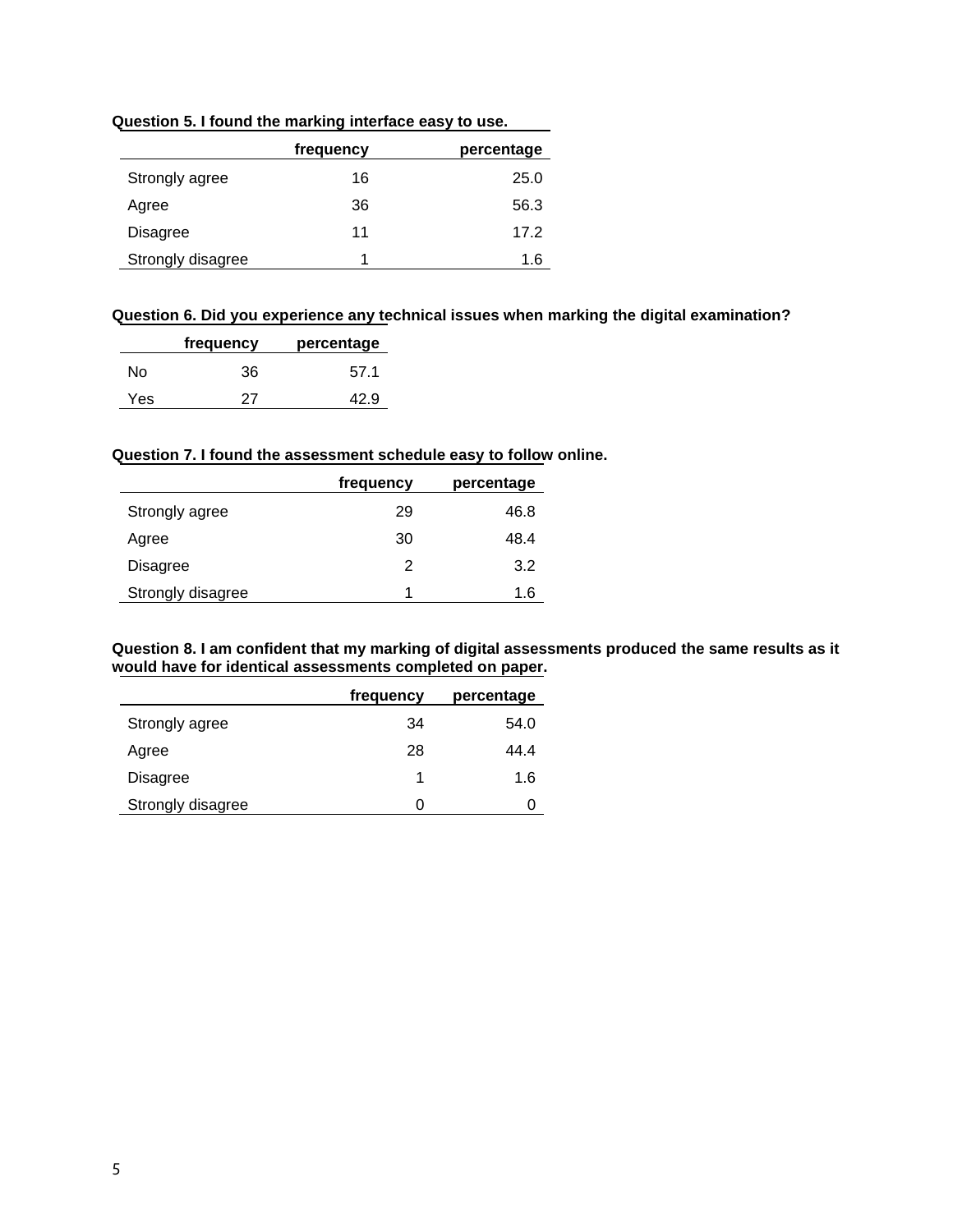**Question 5. I found the marking interface easy to use.**

| | frequency | percentage |
|---|---|---|
| Strongly agree | 16 | 25.0 |
| Agree | 36 | 56.3 |
| Disagree | 11 | 17.2 |
| Strongly disagree | 1 | 1.6 |

**Question 6. Did you experience any technical issues when marking the digital examination?**

| | frequency | percentage |
|---|---|---|
| No | 36 | 57.1 |
| Yes | 27 | 42.9 |

**Question 7. I found the assessment schedule easy to follow online.**

| | frequency | percentage |
|---|---|---|
| Strongly agree | 29 | 46.8 |
| Agree | 30 | 48.4 |
| Disagree | 2 | 3.2 |
| Strongly disagree | 1 | 1.6 |

**Question 8. I am confident that my marking of digital assessments produced the same results as it would have for identical assessments completed on paper.**

| | frequency | percentage |
|---|---|---|
| Strongly agree | 34 | 54.0 |
| Agree | 28 | 44.4 |
| Disagree | 1 | 1.6 |
| Strongly disagree | 0 | 0 |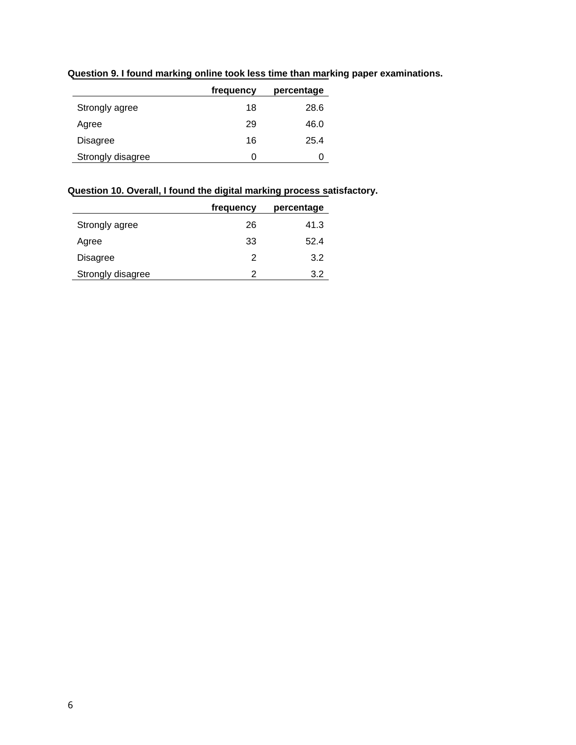**Question 9. I found marking online took less time than marking paper examinations.**

| | frequency | percentage |
|---|---|---|
| Strongly agree | 18 | 28.6 |
| Agree | 29 | 46.0 |
| Disagree | 16 | 25.4 |
| Strongly disagree | 0 | 0 |

**Question 10. Overall, I found the digital marking process satisfactory.**

| | frequency | percentage |
|---|---|---|
| Strongly agree | 26 | 41.3 |
| Agree | 33 | 52.4 |
| Disagree | 2 | 3.2 |
| Strongly disagree | 2 | 3.2 |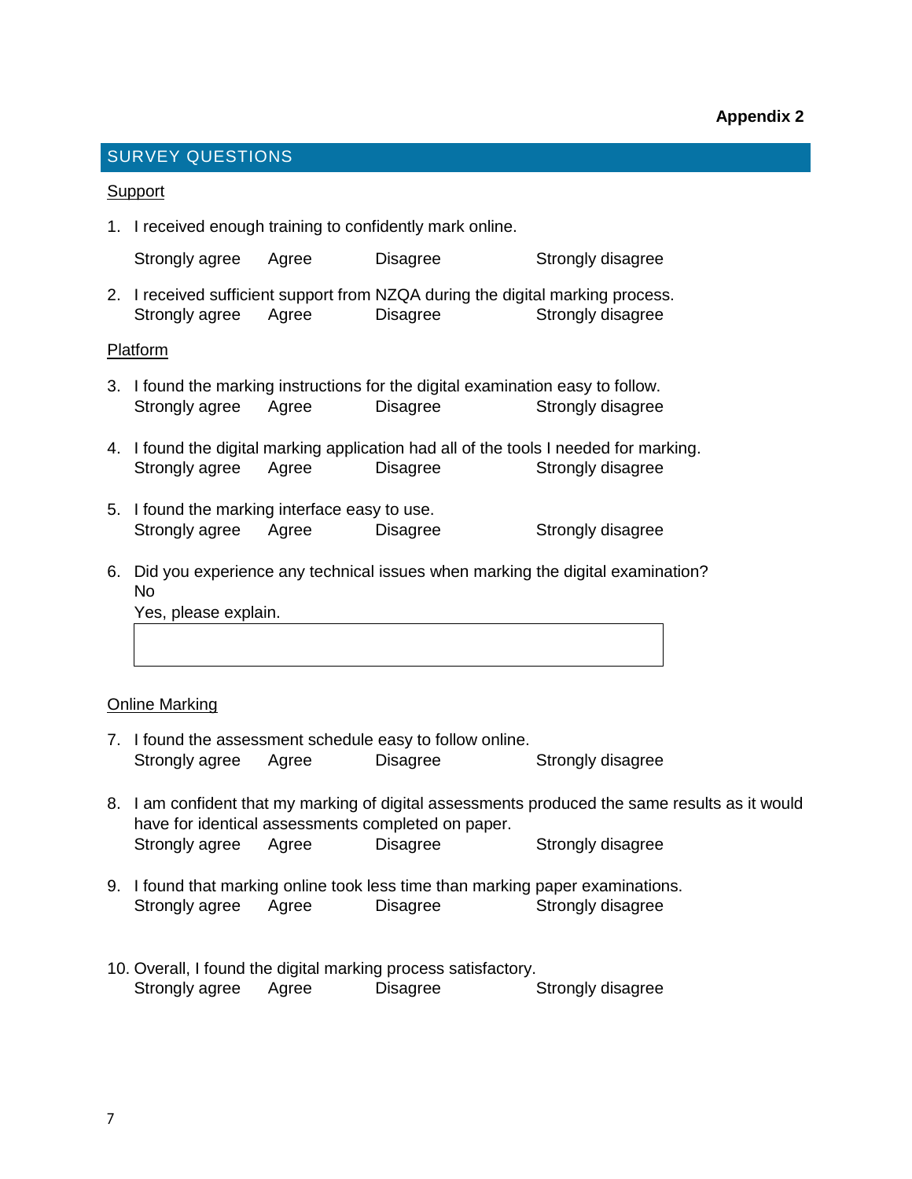**Appendix 2**

## SURVEY QUESTIONS

<u>Support</u>

1. I received enough training to confidently mark online.

   Strongly agree Agree Disagree Strongly disagree

2. I received sufficient support from NZQA during the digital marking process.
   Strongly agree Agree Disagree Strongly disagree

<u>Platform</u>

3. I found the marking instructions for the digital examination easy to follow.
   Strongly agree Agree Disagree Strongly disagree

4. I found the digital marking application had all of the tools I needed for marking.
   Strongly agree Agree Disagree Strongly disagree

5. I found the marking interface easy to use.
   Strongly agree Agree Disagree Strongly disagree

6. Did you experience any technical issues when marking the digital examination?
   No
   Yes, please explain.

<u>Online Marking</u>

7. I found the assessment schedule easy to follow online.
   Strongly agree Agree Disagree Strongly disagree

8. I am confident that my marking of digital assessments produced the same results as it would have for identical assessments completed on paper.
   Strongly agree Agree Disagree Strongly disagree

9. I found that marking online took less time than marking paper examinations.
   Strongly agree Agree Disagree Strongly disagree

10. Overall, I found the digital marking process satisfactory.
    Strongly agree Agree Disagree Strongly disagree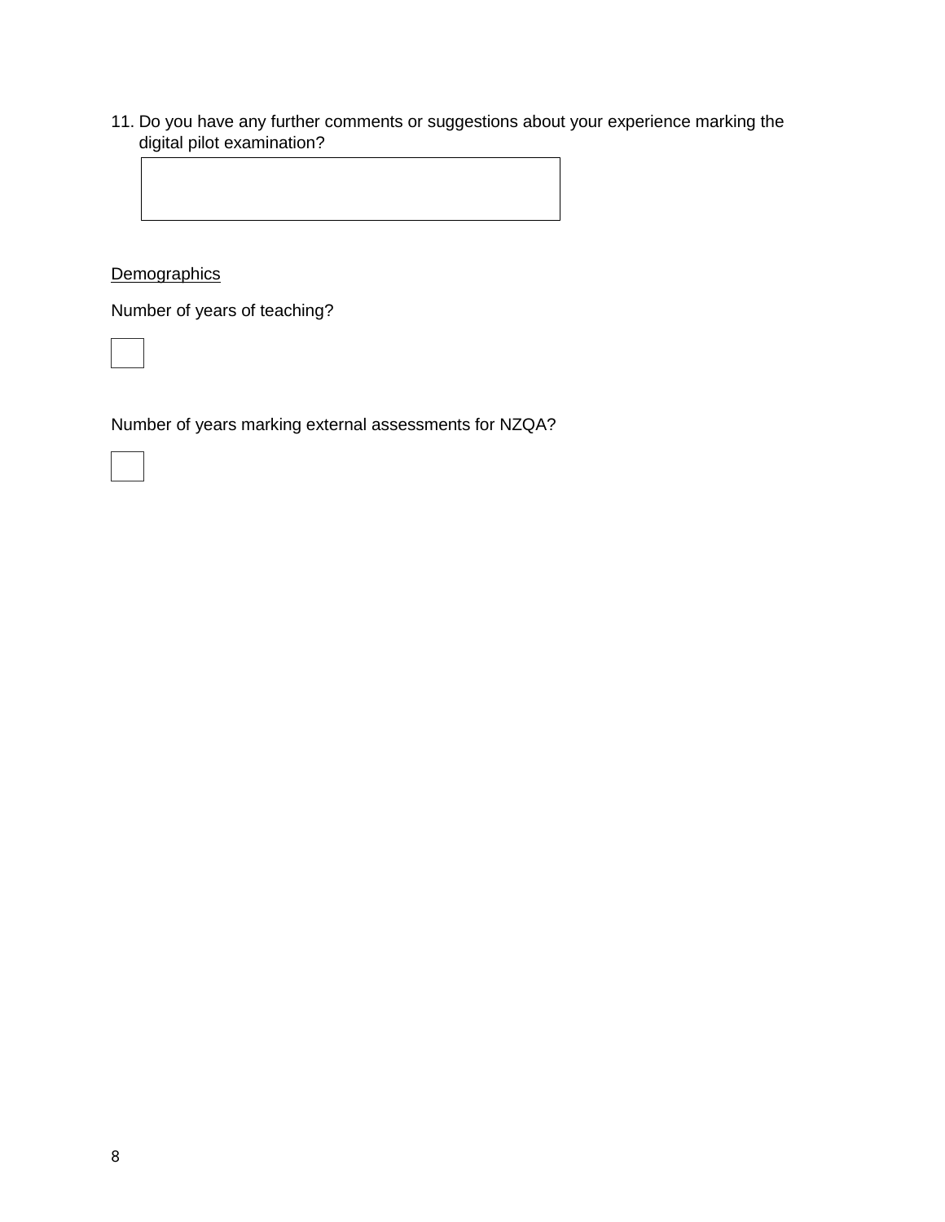11. Do you have any further comments or suggestions about your experience marking the digital pilot examination?

Demographics

Number of years of teaching?

Number of years marking external assessments for NZQA?